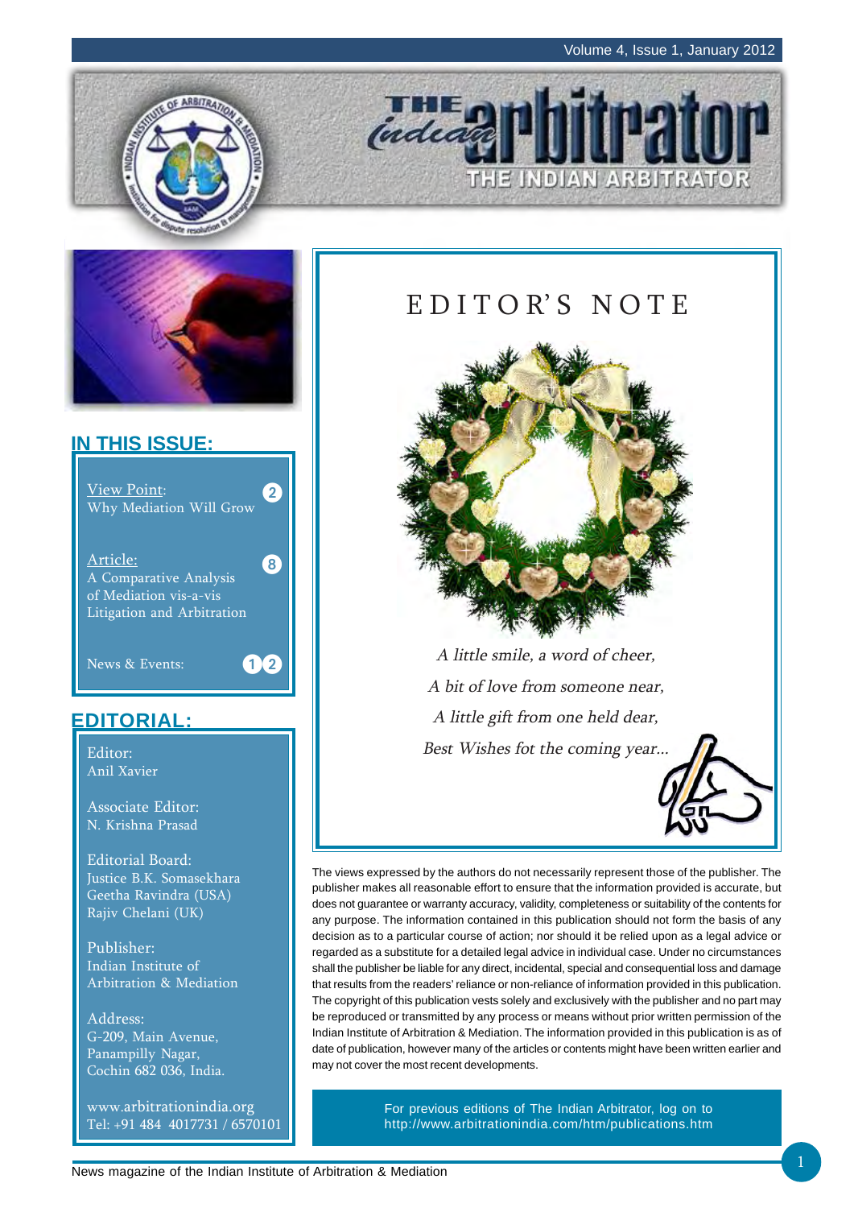# THE indian arbitrator

THE INDIAN ARBITRATOR

## IN THIS ISSUE:

View Point: Why Mediation Will Grow — 2

Article: A Comparative Analysis of Mediation vis-a-vis Litigation and Arbitration — 8

News & Events: 12

## EDITORIAL:

Editor:
Anil Xavier

Associate Editor:
N. Krishna Prasad

Editorial Board:
Justice B.K. Somasekhara
Geetha Ravindra (USA)
Rajiv Chelani (UK)

Publisher:
Indian Institute of Arbitration & Mediation

Address:
G-209, Main Avenue,
Panampilly Nagar,
Cochin 682 036, India.

www.arbitrationindia.org
Tel: +91 484 4017731 / 6570101

## EDITOR'S NOTE

*A little smile, a word of cheer,*
*A bit of love from someone near,*
*A little gift from one held dear,*
*Best Wishes fot the coming year...*

The views expressed by the authors do not necessarily represent those of the publisher. The publisher makes all reasonable effort to ensure that the information provided is accurate, but does not guarantee or warranty accuracy, validity, completeness or suitability of the contents for any purpose. The information contained in this publication should not form the basis of any decision as to a particular course of action; nor should it be relied upon as a legal advice or regarded as a substitute for a detailed legal advice in individual case. Under no circumstances shall the publisher be liable for any direct, incidental, special and consequential loss and damage that results from the readers' reliance or non-reliance of information provided in this publication. The copyright of this publication vests solely and exclusively with the publisher and no part may be reproduced or transmitted by any process or means without prior written permission of the Indian Institute of Arbitration & Mediation. The information provided in this publication is as of date of publication, however many of the articles or contents might have been written earlier and may not cover the most recent developments.

For previous editions of The Indian Arbitrator, log on to http://www.arbitrationindia.com/htm/publications.htm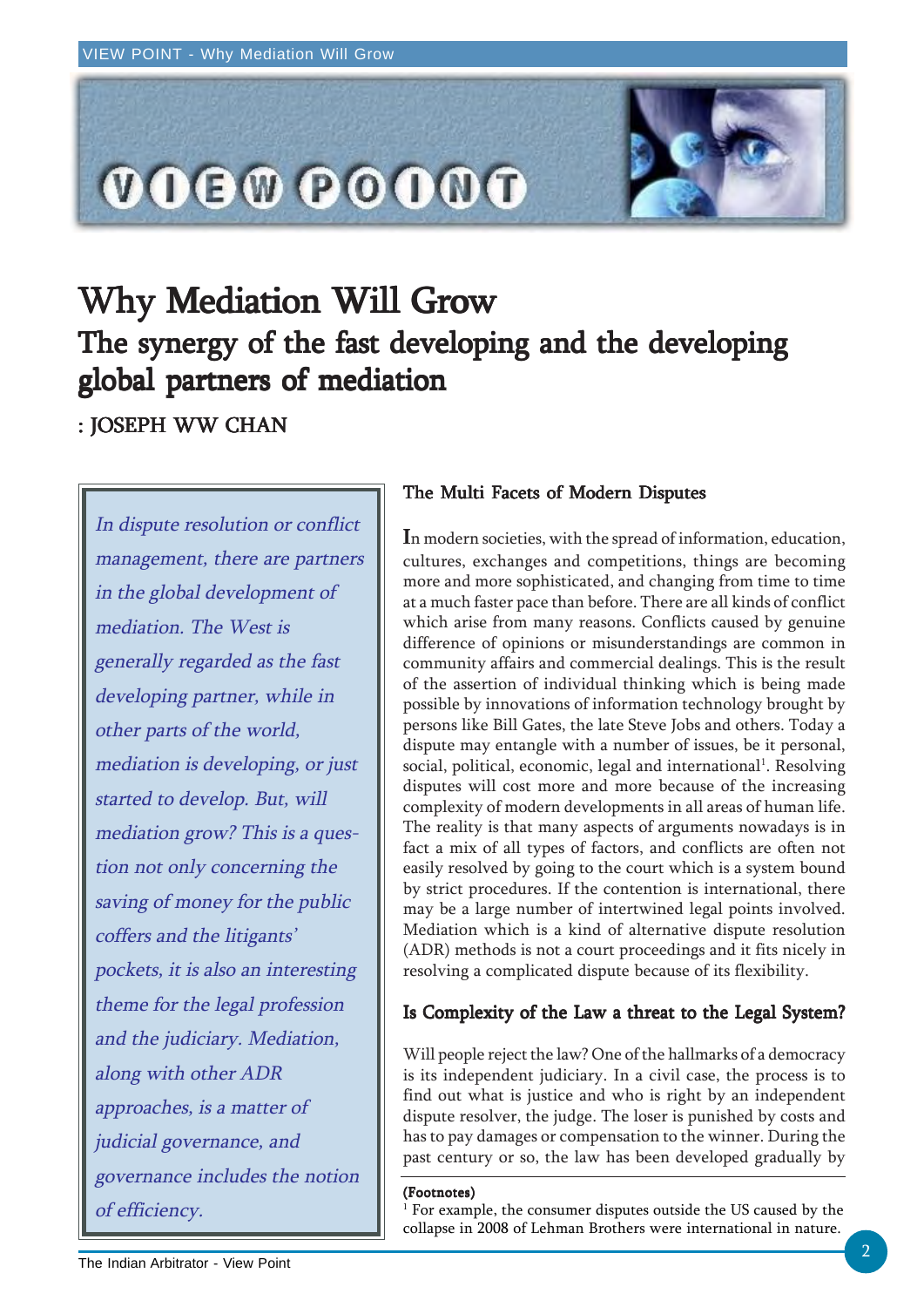# Why Mediation Will Grow

## The synergy of the fast developing and the developing global partners of mediation

: JOSEPH WW CHAN

*In dispute resolution or conflict management, there are partners in the global development of mediation. The West is generally regarded as the fast developing partner, while in other parts of the world, mediation is developing, or just started to develop. But, will mediation grow? This is a question not only concerning the saving of money for the public coffers and the litigants' pockets, it is also an interesting theme for the legal profession and the judiciary. Mediation, along with other ADR approaches, is a matter of judicial governance, and governance includes the notion of efficiency.*

### The Multi Facets of Modern Disputes

In modern societies, with the spread of information, education, cultures, exchanges and competitions, things are becoming more and more sophisticated, and changing from time to time at a much faster pace than before. There are all kinds of conflict which arise from many reasons. Conflicts caused by genuine difference of opinions or misunderstandings are common in community affairs and commercial dealings. This is the result of the assertion of individual thinking which is being made possible by innovations of information technology brought by persons like Bill Gates, the late Steve Jobs and others. Today a dispute may entangle with a number of issues, be it personal, social, political, economic, legal and international[1]. Resolving disputes will cost more and more because of the increasing complexity of modern developments in all areas of human life. The reality is that many aspects of arguments nowadays is in fact a mix of all types of factors, and conflicts are often not easily resolved by going to the court which is a system bound by strict procedures. If the contention is international, there may be a large number of intertwined legal points involved. Mediation which is a kind of alternative dispute resolution (ADR) methods is not a court proceedings and it fits nicely in resolving a complicated dispute because of its flexibility.

### Is Complexity of the Law a threat to the Legal System?

Will people reject the law? One of the hallmarks of a democracy is its independent judiciary. In a civil case, the process is to find out what is justice and who is right by an independent dispute resolver, the judge. The loser is punished by costs and has to pay damages or compensation to the winner. During the past century or so, the law has been developed gradually by

(Footnotes)

[1] For example, the consumer disputes outside the US caused by the collapse in 2008 of Lehman Brothers were international in nature.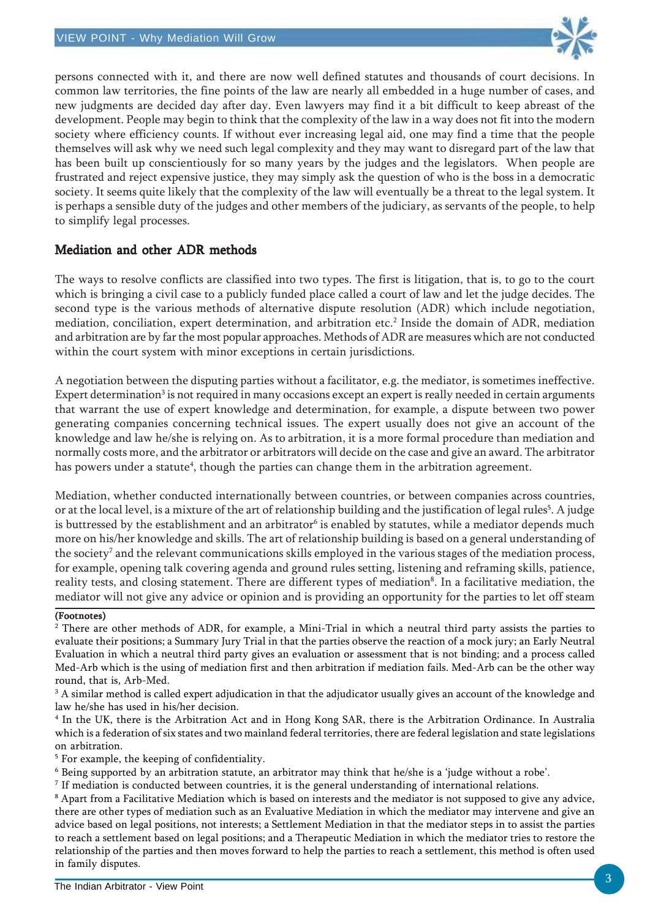persons connected with it, and there are now well defined statutes and thousands of court decisions. In common law territories, the fine points of the law are nearly all embedded in a huge number of cases, and new judgments are decided day after day. Even lawyers may find it a bit difficult to keep abreast of the development. People may begin to think that the complexity of the law in a way does not fit into the modern society where efficiency counts. If without ever increasing legal aid, one may find a time that the people themselves will ask why we need such legal complexity and they may want to disregard part of the law that has been built up conscientiously for so many years by the judges and the legislators. When people are frustrated and reject expensive justice, they may simply ask the question of who is the boss in a democratic society. It seems quite likely that the complexity of the law will eventually be a threat to the legal system. It is perhaps a sensible duty of the judges and other members of the judiciary, as servants of the people, to help to simplify legal processes.

## Mediation and other ADR methods

The ways to resolve conflicts are classified into two types. The first is litigation, that is, to go to the court which is bringing a civil case to a publicly funded place called a court of law and let the judge decides. The second type is the various methods of alternative dispute resolution (ADR) which include negotiation, mediation, conciliation, expert determination, and arbitration etc.[2] Inside the domain of ADR, mediation and arbitration are by far the most popular approaches. Methods of ADR are measures which are not conducted within the court system with minor exceptions in certain jurisdictions.

A negotiation between the disputing parties without a facilitator, e.g. the mediator, is sometimes ineffective. Expert determination[3] is not required in many occasions except an expert is really needed in certain arguments that warrant the use of expert knowledge and determination, for example, a dispute between two power generating companies concerning technical issues. The expert usually does not give an account of the knowledge and law he/she is relying on. As to arbitration, it is a more formal procedure than mediation and normally costs more, and the arbitrator or arbitrators will decide on the case and give an award. The arbitrator has powers under a statute[4], though the parties can change them in the arbitration agreement.

Mediation, whether conducted internationally between countries, or between companies across countries, or at the local level, is a mixture of the art of relationship building and the justification of legal rules[5]. A judge is buttressed by the establishment and an arbitrator[6] is enabled by statutes, while a mediator depends much more on his/her knowledge and skills. The art of relationship building is based on a general understanding of the society[7] and the relevant communications skills employed in the various stages of the mediation process, for example, opening talk covering agenda and ground rules setting, listening and reframing skills, patience, reality tests, and closing statement. There are different types of mediation[8]. In a facilitative mediation, the mediator will not give any advice or opinion and is providing an opportunity for the parties to let off steam

**(Footnotes)**

[2] There are other methods of ADR, for example, a Mini-Trial in which a neutral third party assists the parties to evaluate their positions; a Summary Jury Trial in that the parties observe the reaction of a mock jury; an Early Neutral Evaluation in which a neutral third party gives an evaluation or assessment that is not binding; and a process called Med-Arb which is the using of mediation first and then arbitration if mediation fails. Med-Arb can be the other way round, that is, Arb-Med.

[3] A similar method is called expert adjudication in that the adjudicator usually gives an account of the knowledge and law he/she has used in his/her decision.

[4] In the UK, there is the Arbitration Act and in Hong Kong SAR, there is the Arbitration Ordinance. In Australia which is a federation of six states and two mainland federal territories, there are federal legislation and state legislations on arbitration.

[5] For example, the keeping of confidentiality.

[6] Being supported by an arbitration statute, an arbitrator may think that he/she is a 'judge without a robe'.

[7] If mediation is conducted between countries, it is the general understanding of international relations.

[8] Apart from a Facilitative Mediation which is based on interests and the mediator is not supposed to give any advice, there are other types of mediation such as an Evaluative Mediation in which the mediator may intervene and give an advice based on legal positions, not interests; a Settlement Mediation in that the mediator steps in to assist the parties to reach a settlement based on legal positions; and a Therapeutic Mediation in which the mediator tries to restore the relationship of the parties and then moves forward to help the parties to reach a settlement, this method is often used in family disputes.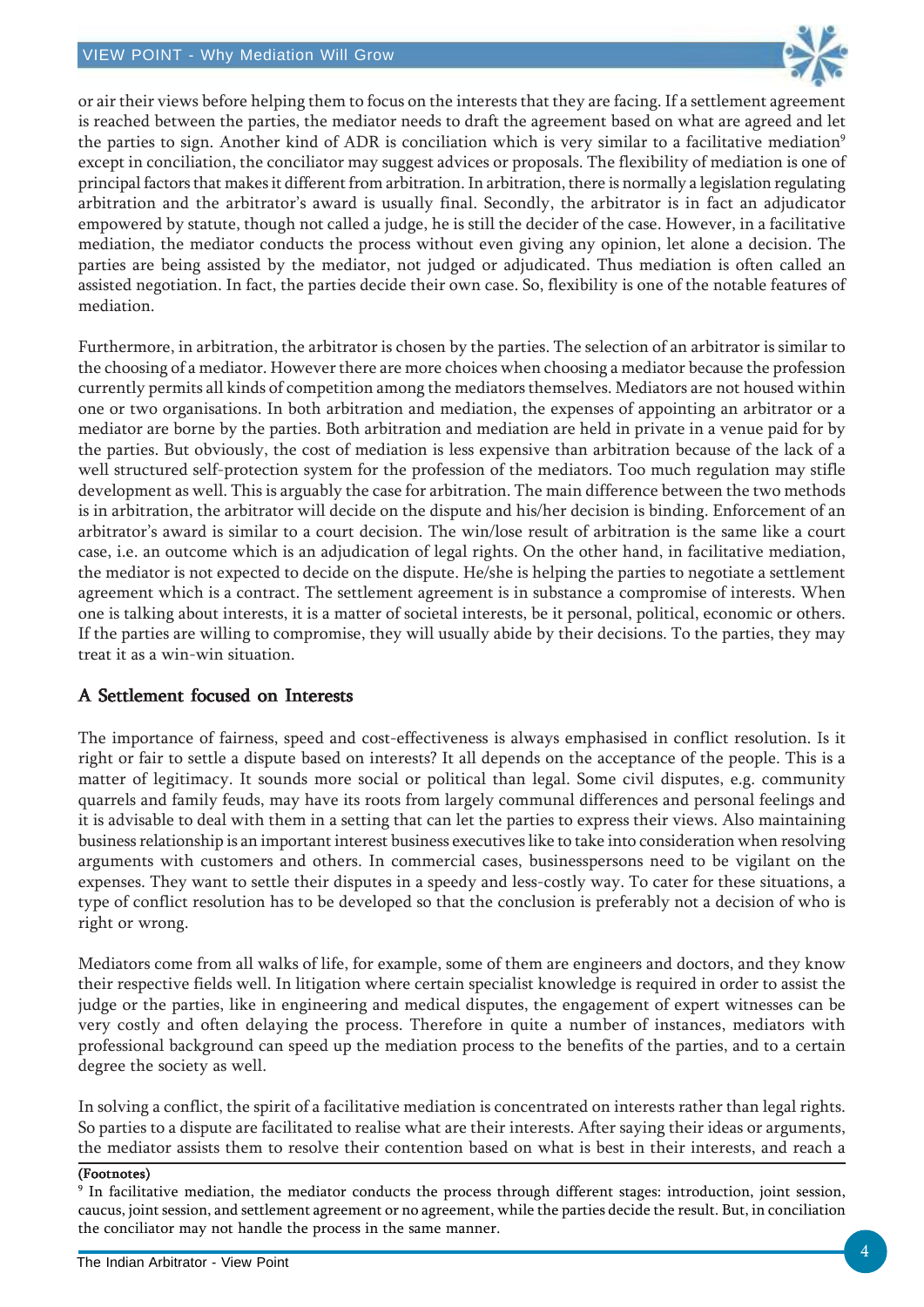or air their views before helping them to focus on the interests that they are facing. If a settlement agreement is reached between the parties, the mediator needs to draft the agreement based on what are agreed and let the parties to sign. Another kind of ADR is conciliation which is very similar to a facilitative mediation[9] except in conciliation, the conciliator may suggest advices or proposals. The flexibility of mediation is one of principal factors that makes it different from arbitration. In arbitration, there is normally a legislation regulating arbitration and the arbitrator's award is usually final. Secondly, the arbitrator is in fact an adjudicator empowered by statute, though not called a judge, he is still the decider of the case. However, in a facilitative mediation, the mediator conducts the process without even giving any opinion, let alone a decision. The parties are being assisted by the mediator, not judged or adjudicated. Thus mediation is often called an assisted negotiation. In fact, the parties decide their own case. So, flexibility is one of the notable features of mediation.

Furthermore, in arbitration, the arbitrator is chosen by the parties. The selection of an arbitrator is similar to the choosing of a mediator. However there are more choices when choosing a mediator because the profession currently permits all kinds of competition among the mediators themselves. Mediators are not housed within one or two organisations. In both arbitration and mediation, the expenses of appointing an arbitrator or a mediator are borne by the parties. Both arbitration and mediation are held in private in a venue paid for by the parties. But obviously, the cost of mediation is less expensive than arbitration because of the lack of a well structured self-protection system for the profession of the mediators. Too much regulation may stifle development as well. This is arguably the case for arbitration. The main difference between the two methods is in arbitration, the arbitrator will decide on the dispute and his/her decision is binding. Enforcement of an arbitrator's award is similar to a court decision. The win/lose result of arbitration is the same like a court case, i.e. an outcome which is an adjudication of legal rights. On the other hand, in facilitative mediation, the mediator is not expected to decide on the dispute. He/she is helping the parties to negotiate a settlement agreement which is a contract. The settlement agreement is in substance a compromise of interests. When one is talking about interests, it is a matter of societal interests, be it personal, political, economic or others. If the parties are willing to compromise, they will usually abide by their decisions. To the parties, they may treat it as a win-win situation.

## A Settlement focused on Interests

The importance of fairness, speed and cost-effectiveness is always emphasised in conflict resolution. Is it right or fair to settle a dispute based on interests? It all depends on the acceptance of the people. This is a matter of legitimacy. It sounds more social or political than legal. Some civil disputes, e.g. community quarrels and family feuds, may have its roots from largely communal differences and personal feelings and it is advisable to deal with them in a setting that can let the parties to express their views. Also maintaining business relationship is an important interest business executives like to take into consideration when resolving arguments with customers and others. In commercial cases, businesspersons need to be vigilant on the expenses. They want to settle their disputes in a speedy and less-costly way. To cater for these situations, a type of conflict resolution has to be developed so that the conclusion is preferably not a decision of who is right or wrong.

Mediators come from all walks of life, for example, some of them are engineers and doctors, and they know their respective fields well. In litigation where certain specialist knowledge is required in order to assist the judge or the parties, like in engineering and medical disputes, the engagement of expert witnesses can be very costly and often delaying the process. Therefore in quite a number of instances, mediators with professional background can speed up the mediation process to the benefits of the parties, and to a certain degree the society as well.

In solving a conflict, the spirit of a facilitative mediation is concentrated on interests rather than legal rights. So parties to a dispute are facilitated to realise what are their interests. After saying their ideas or arguments, the mediator assists them to resolve their contention based on what is best in their interests, and reach a

**(Footnotes)**

[9] In facilitative mediation, the mediator conducts the process through different stages: introduction, joint session, caucus, joint session, and settlement agreement or no agreement, while the parties decide the result. But, in conciliation the conciliator may not handle the process in the same manner.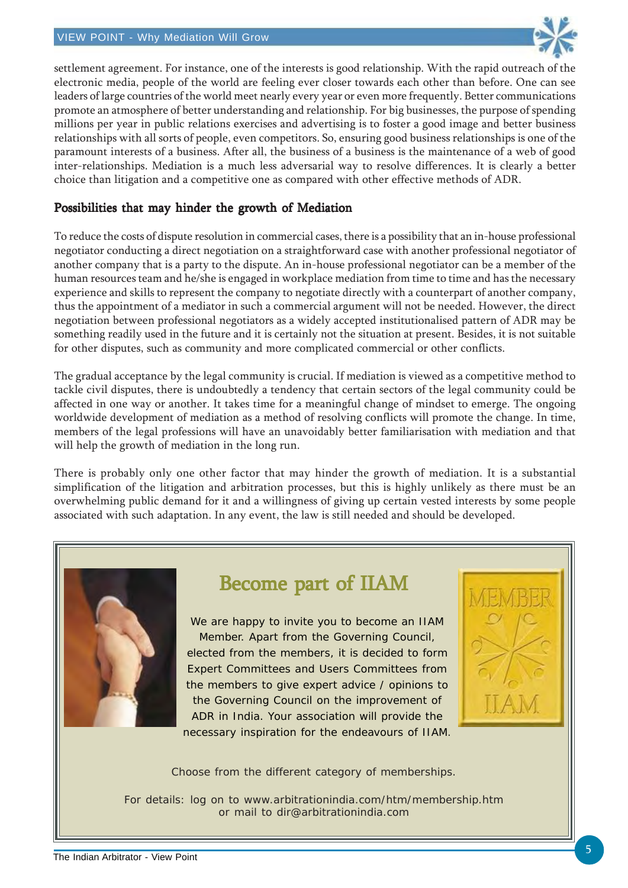settlement agreement. For instance, one of the interests is good relationship. With the rapid outreach of the electronic media, people of the world are feeling ever closer towards each other than before. One can see leaders of large countries of the world meet nearly every year or even more frequently. Better communications promote an atmosphere of better understanding and relationship. For big businesses, the purpose of spending millions per year in public relations exercises and advertising is to foster a good image and better business relationships with all sorts of people, even competitors. So, ensuring good business relationships is one of the paramount interests of a business. After all, the business of a business is the maintenance of a web of good inter-relationships. Mediation is a much less adversarial way to resolve differences. It is clearly a better choice than litigation and a competitive one as compared with other effective methods of ADR.

## Possibilities that may hinder the growth of Mediation

To reduce the costs of dispute resolution in commercial cases, there is a possibility that an in-house professional negotiator conducting a direct negotiation on a straightforward case with another professional negotiator of another company that is a party to the dispute. An in-house professional negotiator can be a member of the human resources team and he/she is engaged in workplace mediation from time to time and has the necessary experience and skills to represent the company to negotiate directly with a counterpart of another company, thus the appointment of a mediator in such a commercial argument will not be needed. However, the direct negotiation between professional negotiators as a widely accepted institutionalised pattern of ADR may be something readily used in the future and it is certainly not the situation at present. Besides, it is not suitable for other disputes, such as community and more complicated commercial or other conflicts.

The gradual acceptance by the legal community is crucial. If mediation is viewed as a competitive method to tackle civil disputes, there is undoubtedly a tendency that certain sectors of the legal community could be affected in one way or another. It takes time for a meaningful change of mindset to emerge. The ongoing worldwide development of mediation as a method of resolving conflicts will promote the change. In time, members of the legal professions will have an unavoidably better familiarisation with mediation and that will help the growth of mediation in the long run.

There is probably only one other factor that may hinder the growth of mediation. It is a substantial simplification of the litigation and arbitration processes, but this is highly unlikely as there must be an overwhelming public demand for it and a willingness of giving up certain vested interests by some people associated with such adaptation. In any event, the law is still needed and should be developed.

## Become part of IIAM

We are happy to invite you to become an IIAM Member. Apart from the Governing Council, elected from the members, it is decided to form Expert Committees and Users Committees from the members to give expert advice / opinions to the Governing Council on the improvement of ADR in India. Your association will provide the necessary inspiration for the endeavours of IIAM.

Choose from the different category of memberships.

For details: log on to www.arbitrationindia.com/htm/membership.htm or mail to dir@arbitrationindia.com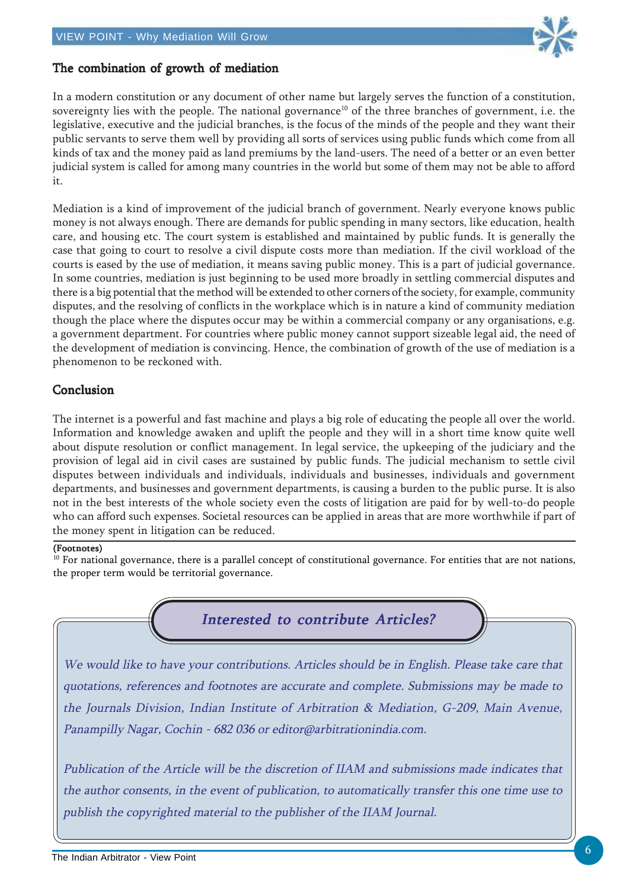## The combination of growth of mediation

In a modern constitution or any document of other name but largely serves the function of a constitution, sovereignty lies with the people. The national governance[10] of the three branches of government, i.e. the legislative, executive and the judicial branches, is the focus of the minds of the people and they want their public servants to serve them well by providing all sorts of services using public funds which come from all kinds of tax and the money paid as land premiums by the land-users. The need of a better or an even better judicial system is called for among many countries in the world but some of them may not be able to afford it.

Mediation is a kind of improvement of the judicial branch of government. Nearly everyone knows public money is not always enough. There are demands for public spending in many sectors, like education, health care, and housing etc. The court system is established and maintained by public funds. It is generally the case that going to court to resolve a civil dispute costs more than mediation. If the civil workload of the courts is eased by the use of mediation, it means saving public money. This is a part of judicial governance. In some countries, mediation is just beginning to be used more broadly in settling commercial disputes and there is a big potential that the method will be extended to other corners of the society, for example, community disputes, and the resolving of conflicts in the workplace which is in nature a kind of community mediation though the place where the disputes occur may be within a commercial company or any organisations, e.g. a government department. For countries where public money cannot support sizeable legal aid, the need of the development of mediation is convincing. Hence, the combination of growth of the use of mediation is a phenomenon to be reckoned with.

## Conclusion

The internet is a powerful and fast machine and plays a big role of educating the people all over the world. Information and knowledge awaken and uplift the people and they will in a short time know quite well about dispute resolution or conflict management. In legal service, the upkeeping of the judiciary and the provision of legal aid in civil cases are sustained by public funds. The judicial mechanism to settle civil disputes between individuals and individuals, individuals and businesses, individuals and government departments, and businesses and government departments, is causing a burden to the public purse. It is also not in the best interests of the whole society even the costs of litigation are paid for by well-to-do people who can afford such expenses. Societal resources can be applied in areas that are more worthwhile if part of the money spent in litigation can be reduced.

**(Footnotes)**

[10] For national governance, there is a parallel concept of constitutional governance. For entities that are not nations, the proper term would be territorial governance.

---

### *Interested to contribute Articles?*

*We would like to have your contributions. Articles should be in English. Please take care that quotations, references and footnotes are accurate and complete. Submissions may be made to the Journals Division, Indian Institute of Arbitration & Mediation, G-209, Main Avenue, Panampilly Nagar, Cochin - 682 036 or editor@arbitrationindia.com.*

*Publication of the Article will be the discretion of IIAM and submissions made indicates that the author consents, in the event of publication, to automatically transfer this one time use to publish the copyrighted material to the publisher of the IIAM Journal.*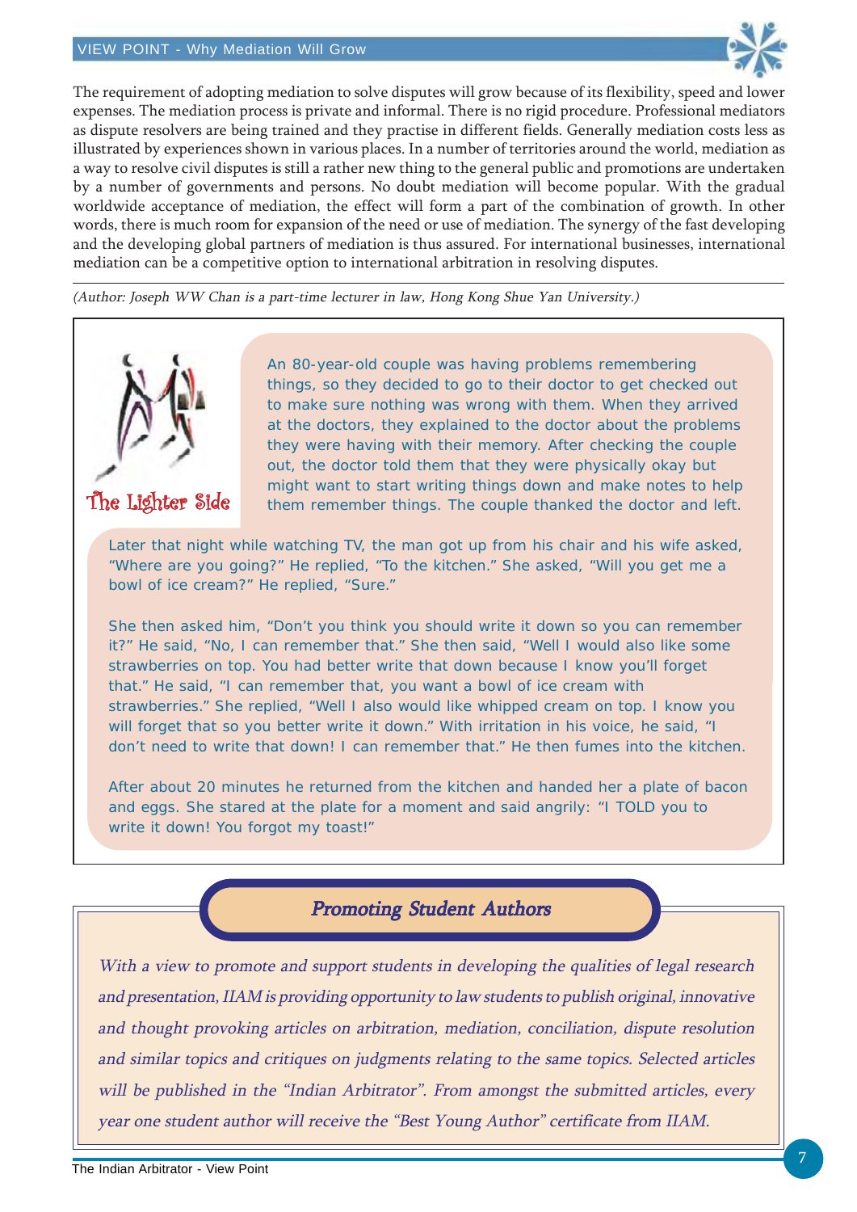The requirement of adopting mediation to solve disputes will grow because of its flexibility, speed and lower expenses. The mediation process is private and informal. There is no rigid procedure. Professional mediators as dispute resolvers are being trained and they practise in different fields. Generally mediation costs less as illustrated by experiences shown in various places. In a number of territories around the world, mediation as a way to resolve civil disputes is still a rather new thing to the general public and promotions are undertaken by a number of governments and persons. No doubt mediation will become popular. With the gradual worldwide acceptance of mediation, the effect will form a part of the combination of growth. In other words, there is much room for expansion of the need or use of mediation. The synergy of the fast developing and the developing global partners of mediation is thus assured. For international businesses, international mediation can be a competitive option to international arbitration in resolving disputes.

*(Author: Joseph WW Chan is a part-time lecturer in law, Hong Kong Shue Yan University.)*

## The Lighter Side

An 80-year-old couple was having problems remembering things, so they decided to go to their doctor to get checked out to make sure nothing was wrong with them. When they arrived at the doctors, they explained to the doctor about the problems they were having with their memory. After checking the couple out, the doctor told them that they were physically okay but might want to start writing things down and make notes to help them remember things. The couple thanked the doctor and left.

Later that night while watching TV, the man got up from his chair and his wife asked, "Where are you going?" He replied, "To the kitchen." She asked, "Will you get me a bowl of ice cream?" He replied, "Sure."

She then asked him, "Don't you think you should write it down so you can remember it?" He said, "No, I can remember that." She then said, "Well I would also like some strawberries on top. You had better write that down because I know you'll forget that." He said, "I can remember that, you want a bowl of ice cream with strawberries." She replied, "Well I also would like whipped cream on top. I know you will forget that so you better write it down." With irritation in his voice, he said, "I don't need to write that down! I can remember that." He then fumes into the kitchen.

After about 20 minutes he returned from the kitchen and handed her a plate of bacon and eggs. She stared at the plate for a moment and said angrily: "I TOLD you to write it down! You forgot my toast!"

## *Promoting Student Authors*

*With a view to promote and support students in developing the qualities of legal research and presentation, IIAM is providing opportunity to law students to publish original, innovative and thought provoking articles on arbitration, mediation, conciliation, dispute resolution and similar topics and critiques on judgments relating to the same topics. Selected articles will be published in the "Indian Arbitrator". From amongst the submitted articles, every year one student author will receive the "Best Young Author" certificate from IIAM.*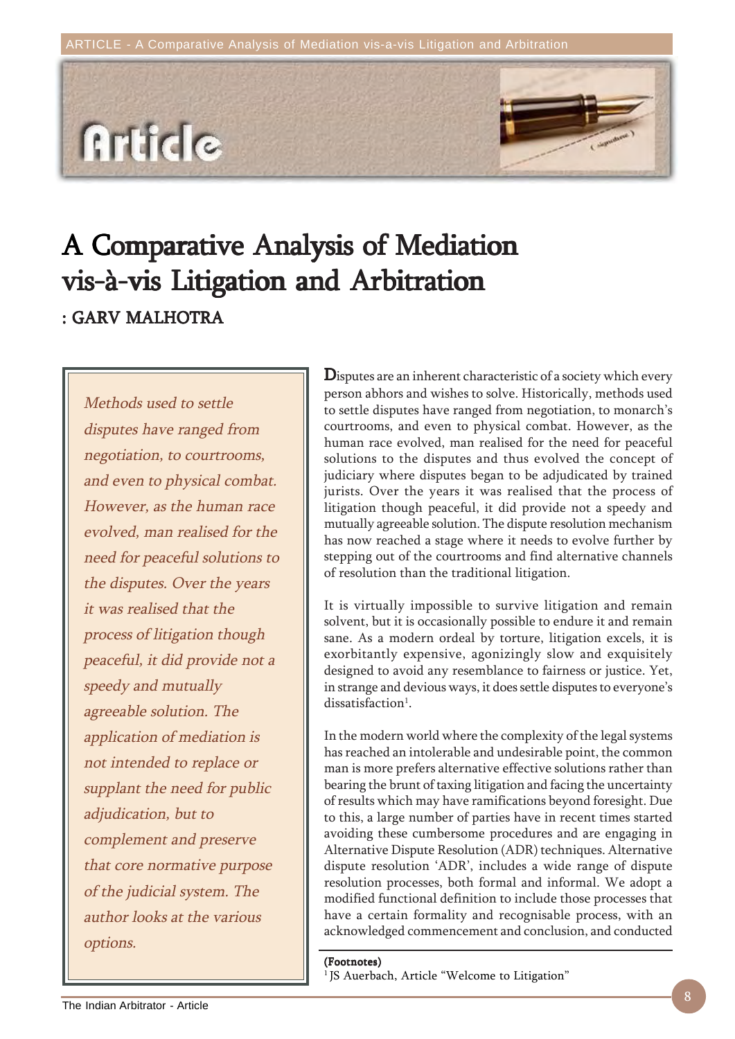# A Comparative Analysis of Mediation vis-à-vis Litigation and Arbitration

**: GARV MALHOTRA**

> *Methods used to settle disputes have ranged from negotiation, to courtrooms, and even to physical combat. However, as the human race evolved, man realised for the need for peaceful solutions to the disputes. Over the years it was realised that the process of litigation though peaceful, it did provide not a speedy and mutually agreeable solution. The application of mediation is not intended to replace or supplant the need for public adjudication, but to complement and preserve that core normative purpose of the judicial system. The author looks at the various options.*

Disputes are an inherent characteristic of a society which every person abhors and wishes to solve. Historically, methods used to settle disputes have ranged from negotiation, to monarch's courtrooms, and even to physical combat. However, as the human race evolved, man realised for the need for peaceful solutions to the disputes and thus evolved the concept of judiciary where disputes began to be adjudicated by trained jurists. Over the years it was realised that the process of litigation though peaceful, it did provide not a speedy and mutually agreeable solution. The dispute resolution mechanism has now reached a stage where it needs to evolve further by stepping out of the courtrooms and find alternative channels of resolution than the traditional litigation.

It is virtually impossible to survive litigation and remain solvent, but it is occasionally possible to endure it and remain sane. As a modern ordeal by torture, litigation excels, it is exorbitantly expensive, agonizingly slow and exquisitely designed to avoid any resemblance to fairness or justice. Yet, in strange and devious ways, it does settle disputes to everyone's dissatisfaction[1].

In the modern world where the complexity of the legal systems has reached an intolerable and undesirable point, the common man is more prefers alternative effective solutions rather than bearing the brunt of taxing litigation and facing the uncertainty of results which may have ramifications beyond foresight. Due to this, a large number of parties have in recent times started avoiding these cumbersome procedures and are engaging in Alternative Dispute Resolution (ADR) techniques. Alternative dispute resolution 'ADR', includes a wide range of dispute resolution processes, both formal and informal. We adopt a modified functional definition to include those processes that have a certain formality and recognisable process, with an acknowledged commencement and conclusion, and conducted

**(Footnotes)**

[1] JS Auerbach, Article "Welcome to Litigation"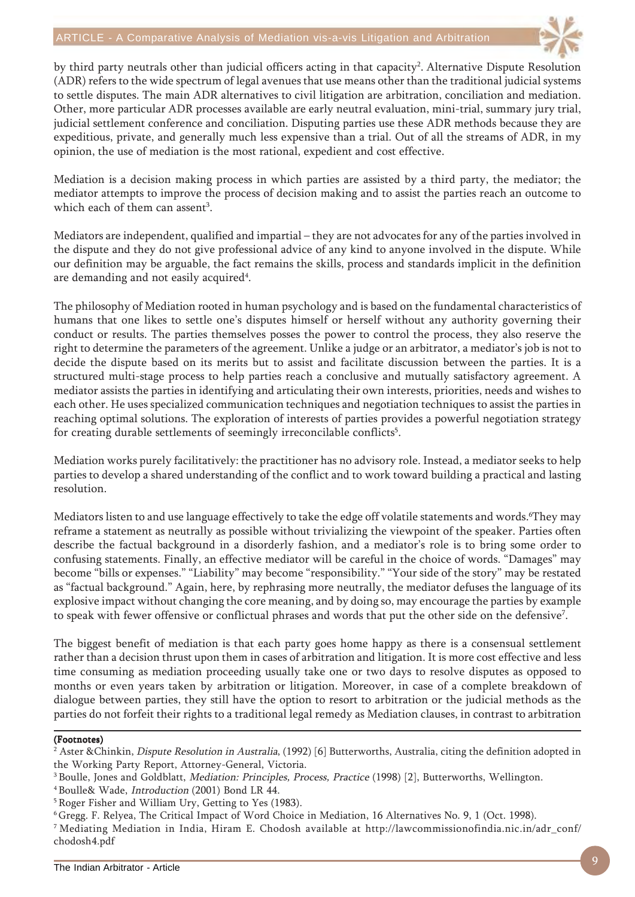by third party neutrals other than judicial officers acting in that capacity[2]. Alternative Dispute Resolution (ADR) refers to the wide spectrum of legal avenues that use means other than the traditional judicial systems to settle disputes. The main ADR alternatives to civil litigation are arbitration, conciliation and mediation. Other, more particular ADR processes available are early neutral evaluation, mini-trial, summary jury trial, judicial settlement conference and conciliation. Disputing parties use these ADR methods because they are expeditious, private, and generally much less expensive than a trial. Out of all the streams of ADR, in my opinion, the use of mediation is the most rational, expedient and cost effective.

Mediation is a decision making process in which parties are assisted by a third party, the mediator; the mediator attempts to improve the process of decision making and to assist the parties reach an outcome to which each of them can assent[3].

Mediators are independent, qualified and impartial – they are not advocates for any of the parties involved in the dispute and they do not give professional advice of any kind to anyone involved in the dispute. While our definition may be arguable, the fact remains the skills, process and standards implicit in the definition are demanding and not easily acquired[4].

The philosophy of Mediation rooted in human psychology and is based on the fundamental characteristics of humans that one likes to settle one's disputes himself or herself without any authority governing their conduct or results. The parties themselves posses the power to control the process, they also reserve the right to determine the parameters of the agreement. Unlike a judge or an arbitrator, a mediator's job is not to decide the dispute based on its merits but to assist and facilitate discussion between the parties. It is a structured multi-stage process to help parties reach a conclusive and mutually satisfactory agreement. A mediator assists the parties in identifying and articulating their own interests, priorities, needs and wishes to each other. He uses specialized communication techniques and negotiation techniques to assist the parties in reaching optimal solutions. The exploration of interests of parties provides a powerful negotiation strategy for creating durable settlements of seemingly irreconcilable conflicts[5].

Mediation works purely facilitatively: the practitioner has no advisory role. Instead, a mediator seeks to help parties to develop a shared understanding of the conflict and to work toward building a practical and lasting resolution.

Mediators listen to and use language effectively to take the edge off volatile statements and words.[6] They may reframe a statement as neutrally as possible without trivializing the viewpoint of the speaker. Parties often describe the factual background in a disorderly fashion, and a mediator's role is to bring some order to confusing statements. Finally, an effective mediator will be careful in the choice of words. "Damages" may become "bills or expenses." "Liability" may become "responsibility." "Your side of the story" may be restated as "factual background." Again, here, by rephrasing more neutrally, the mediator defuses the language of its explosive impact without changing the core meaning, and by doing so, may encourage the parties by example to speak with fewer offensive or conflictual phrases and words that put the other side on the defensive[7].

The biggest benefit of mediation is that each party goes home happy as there is a consensual settlement rather than a decision thrust upon them in cases of arbitration and litigation. It is more cost effective and less time consuming as mediation proceeding usually take one or two days to resolve disputes as opposed to months or even years taken by arbitration or litigation. Moreover, in case of a complete breakdown of dialogue between parties, they still have the option to resort to arbitration or the judicial methods as the parties do not forfeit their rights to a traditional legal remedy as Mediation clauses, in contrast to arbitration

**(Footnotes)**

[2] Aster &Chinkin, *Dispute Resolution in Australia*, (1992) [6] Butterworths, Australia, citing the definition adopted in the Working Party Report, Attorney-General, Victoria.

[3] Boulle, Jones and Goldblatt, *Mediation: Principles, Process, Practice* (1998) [2], Butterworths, Wellington.

[4] Boulle& Wade, *Introduction* (2001) Bond LR 44.

[5] Roger Fisher and William Ury, Getting to Yes (1983).

[6] Gregg. F. Relyea, The Critical Impact of Word Choice in Mediation, 16 Alternatives No. 9, 1 (Oct. 1998).

[7] Mediating Mediation in India, Hiram E. Chodosh available at http://lawcommissionofindia.nic.in/adr_conf/chodosh4.pdf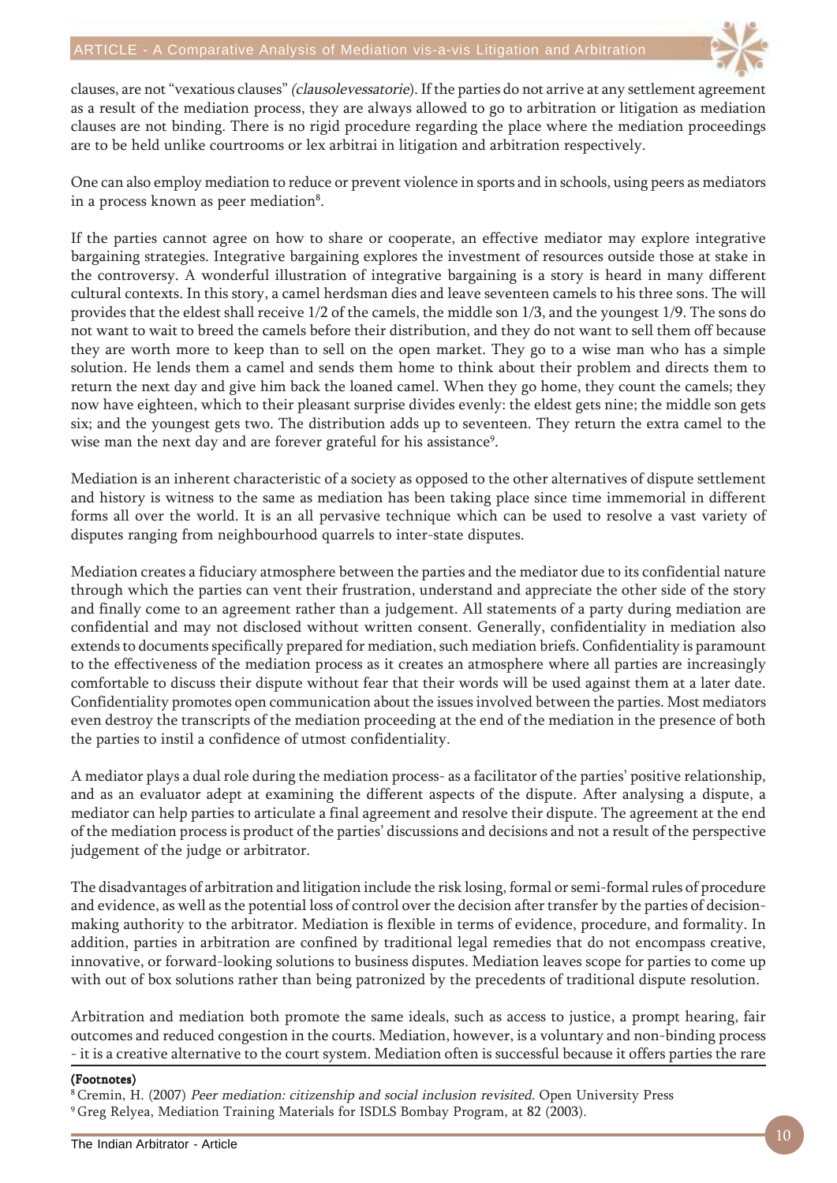clauses, are not "vexatious clauses" *(clausolevessatorie)*. If the parties do not arrive at any settlement agreement as a result of the mediation process, they are always allowed to go to arbitration or litigation as mediation clauses are not binding. There is no rigid procedure regarding the place where the mediation proceedings are to be held unlike courtrooms or lex arbitrai in litigation and arbitration respectively.

One can also employ mediation to reduce or prevent violence in sports and in schools, using peers as mediators in a process known as peer mediation[8].

If the parties cannot agree on how to share or cooperate, an effective mediator may explore integrative bargaining strategies. Integrative bargaining explores the investment of resources outside those at stake in the controversy. A wonderful illustration of integrative bargaining is a story is heard in many different cultural contexts. In this story, a camel herdsman dies and leave seventeen camels to his three sons. The will provides that the eldest shall receive 1/2 of the camels, the middle son 1/3, and the youngest 1/9. The sons do not want to wait to breed the camels before their distribution, and they do not want to sell them off because they are worth more to keep than to sell on the open market. They go to a wise man who has a simple solution. He lends them a camel and sends them home to think about their problem and directs them to return the next day and give him back the loaned camel. When they go home, they count the camels; they now have eighteen, which to their pleasant surprise divides evenly: the eldest gets nine; the middle son gets six; and the youngest gets two. The distribution adds up to seventeen. They return the extra camel to the wise man the next day and are forever grateful for his assistance[9].

Mediation is an inherent characteristic of a society as opposed to the other alternatives of dispute settlement and history is witness to the same as mediation has been taking place since time immemorial in different forms all over the world. It is an all pervasive technique which can be used to resolve a vast variety of disputes ranging from neighbourhood quarrels to inter-state disputes.

Mediation creates a fiduciary atmosphere between the parties and the mediator due to its confidential nature through which the parties can vent their frustration, understand and appreciate the other side of the story and finally come to an agreement rather than a judgement. All statements of a party during mediation are confidential and may not disclosed without written consent. Generally, confidentiality in mediation also extends to documents specifically prepared for mediation, such mediation briefs. Confidentiality is paramount to the effectiveness of the mediation process as it creates an atmosphere where all parties are increasingly comfortable to discuss their dispute without fear that their words will be used against them at a later date. Confidentiality promotes open communication about the issues involved between the parties. Most mediators even destroy the transcripts of the mediation proceeding at the end of the mediation in the presence of both the parties to instil a confidence of utmost confidentiality.

A mediator plays a dual role during the mediation process- as a facilitator of the parties' positive relationship, and as an evaluator adept at examining the different aspects of the dispute. After analysing a dispute, a mediator can help parties to articulate a final agreement and resolve their dispute. The agreement at the end of the mediation process is product of the parties' discussions and decisions and not a result of the perspective judgement of the judge or arbitrator.

The disadvantages of arbitration and litigation include the risk losing, formal or semi-formal rules of procedure and evidence, as well as the potential loss of control over the decision after transfer by the parties of decision-making authority to the arbitrator. Mediation is flexible in terms of evidence, procedure, and formality. In addition, parties in arbitration are confined by traditional legal remedies that do not encompass creative, innovative, or forward-looking solutions to business disputes. Mediation leaves scope for parties to come up with out of box solutions rather than being patronized by the precedents of traditional dispute resolution.

Arbitration and mediation both promote the same ideals, such as access to justice, a prompt hearing, fair outcomes and reduced congestion in the courts. Mediation, however, is a voluntary and non-binding process - it is a creative alternative to the court system. Mediation often is successful because it offers parties the rare

**(Footnotes)**

[8] Cremin, H. (2007) *Peer mediation: citizenship and social inclusion revisited*. Open University Press

[9] Greg Relyea, Mediation Training Materials for ISDLS Bombay Program, at 82 (2003).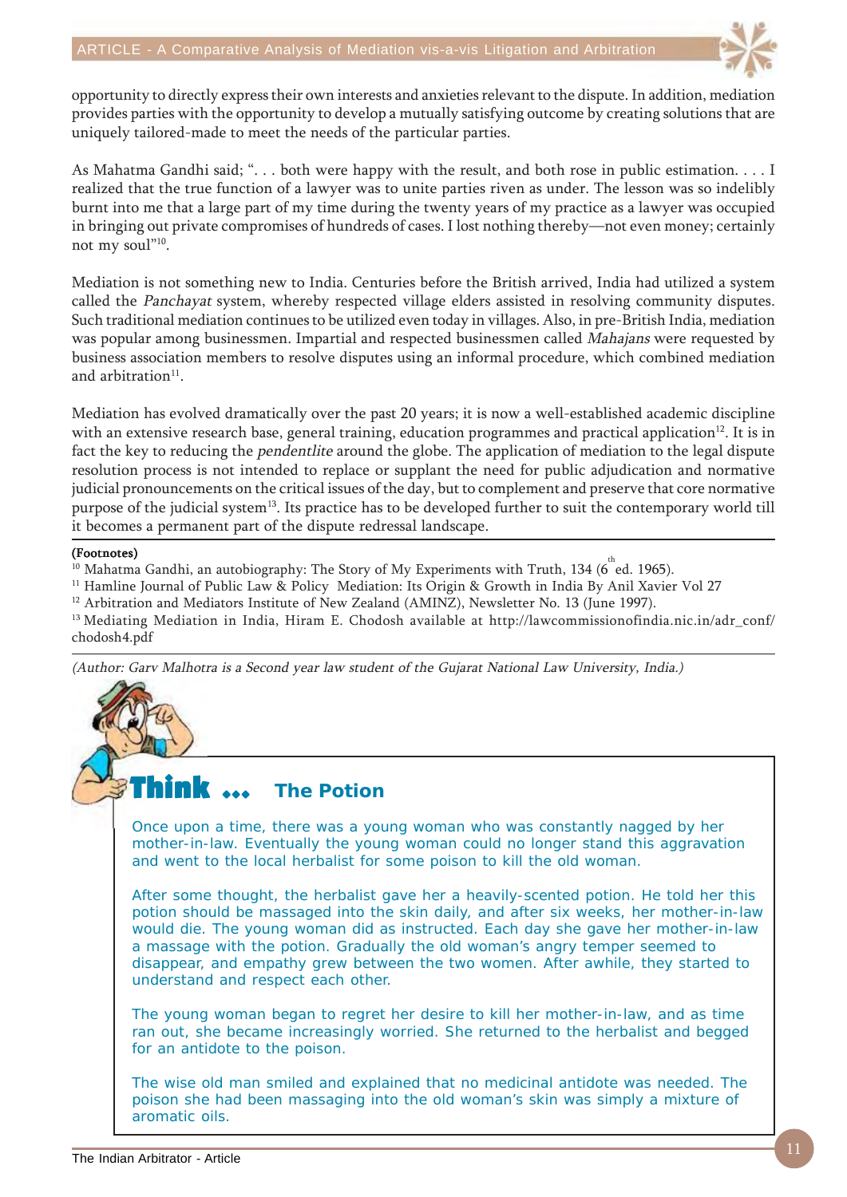opportunity to directly express their own interests and anxieties relevant to the dispute. In addition, mediation provides parties with the opportunity to develop a mutually satisfying outcome by creating solutions that are uniquely tailored-made to meet the needs of the particular parties.

As Mahatma Gandhi said; ". . . both were happy with the result, and both rose in public estimation. . . . I realized that the true function of a lawyer was to unite parties riven as under. The lesson was so indelibly burnt into me that a large part of my time during the twenty years of my practice as a lawyer was occupied in bringing out private compromises of hundreds of cases. I lost nothing thereby—not even money; certainly not my soul"[10].

Mediation is not something new to India. Centuries before the British arrived, India had utilized a system called the *Panchayat* system, whereby respected village elders assisted in resolving community disputes. Such traditional mediation continues to be utilized even today in villages. Also, in pre-British India, mediation was popular among businessmen. Impartial and respected businessmen called *Mahajans* were requested by business association members to resolve disputes using an informal procedure, which combined mediation and arbitration[11].

Mediation has evolved dramatically over the past 20 years; it is now a well-established academic discipline with an extensive research base, general training, education programmes and practical application[12]. It is in fact the key to reducing the *pendentlite* around the globe. The application of mediation to the legal dispute resolution process is not intended to replace or supplant the need for public adjudication and normative judicial pronouncements on the critical issues of the day, but to complement and preserve that core normative purpose of the judicial system[13]. Its practice has to be developed further to suit the contemporary world till it becomes a permanent part of the dispute redressal landscape.

**(Footnotes)**

[10] Mahatma Gandhi, an autobiography: The Story of My Experiments with Truth, 134 (6th ed. 1965).

[11] Hamline Journal of Public Law & Policy Mediation: Its Origin & Growth in India By Anil Xavier Vol 27

[12] Arbitration and Mediators Institute of New Zealand (AMINZ), Newsletter No. 13 (June 1997).

[13] Mediating Mediation in India, Hiram E. Chodosh available at http://lawcommissionofindia.nic.in/adr_conf/chodosh4.pdf

*(Author: Garv Malhotra is a Second year law student of the Gujarat National Law University, India.)*

## Think ... The Potion

Once upon a time, there was a young woman who was constantly nagged by her mother-in-law. Eventually the young woman could no longer stand this aggravation and went to the local herbalist for some poison to kill the old woman.

After some thought, the herbalist gave her a heavily-scented potion. He told her this potion should be massaged into the skin daily, and after six weeks, her mother-in-law would die. The young woman did as instructed. Each day she gave her mother-in-law a massage with the potion. Gradually the old woman's angry temper seemed to disappear, and empathy grew between the two women. After awhile, they started to understand and respect each other.

The young woman began to regret her desire to kill her mother-in-law, and as time ran out, she became increasingly worried. She returned to the herbalist and begged for an antidote to the poison.

The wise old man smiled and explained that no medicinal antidote was needed. The poison she had been massaging into the old woman's skin was simply a mixture of aromatic oils.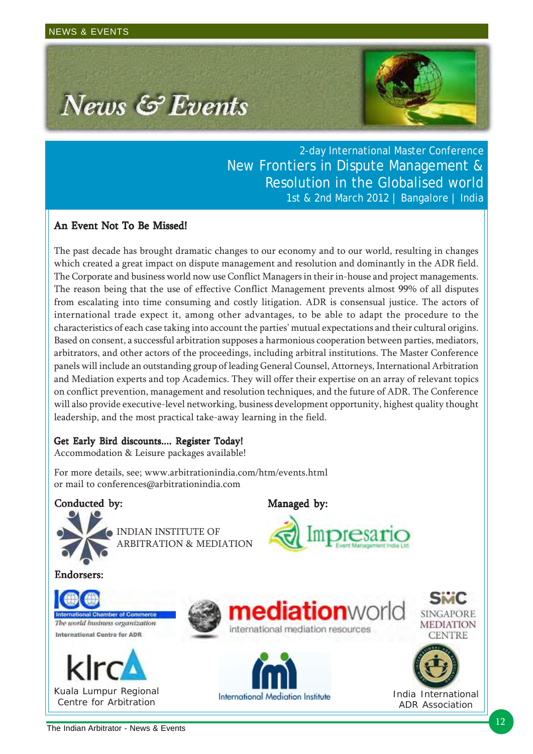# News & Events

2-day International Master Conference

## New Frontiers in Dispute Management & Resolution in the Globalised world

1st & 2nd March 2012 | Bangalore | India

**An Event Not To Be Missed!**

The past decade has brought dramatic changes to our economy and to our world, resulting in changes which created a great impact on dispute management and resolution and dominantly in the ADR field. The Corporate and business world now use Conflict Managers in their in-house and project managements. The reason being that the use of effective Conflict Management prevents almost 99% of all disputes from escalating into time consuming and costly litigation. ADR is consensual justice. The actors of international trade expect it, among other advantages, to be able to adapt the procedure to the characteristics of each case taking into account the parties' mutual expectations and their cultural origins. Based on consent, a successful arbitration supposes a harmonious cooperation between parties, mediators, arbitrators, and other actors of the proceedings, including arbitral institutions. The Master Conference panels will include an outstanding group of leading General Counsel, Attorneys, International Arbitration and Mediation experts and top Academics. They will offer their expertise on an array of relevant topics on conflict prevention, management and resolution techniques, and the future of ADR. The Conference will also provide executive-level networking, business development opportunity, highest quality thought leadership, and the most practical take-away learning in the field.

**Get Early Bird discounts.... Register Today!**
Accommodation & Leisure packages available!

For more details, see; www.arbitrationindia.com/htm/events.html
or mail to conferences@arbitrationindia.com

**Conducted by:**

INDIAN INSTITUTE OF ARBITRATION & MEDIATION

**Managed by:**

Impresario Event Management India Ltd.

**Endorsers:**

International Chamber of Commerce – The world business organization – International Centre for ADR

mediationworld – international mediation resources

SMC – Singapore Mediation Centre

klrca – Kuala Lumpur Regional Centre for Arbitration

International Mediation Institute

India International ADR Association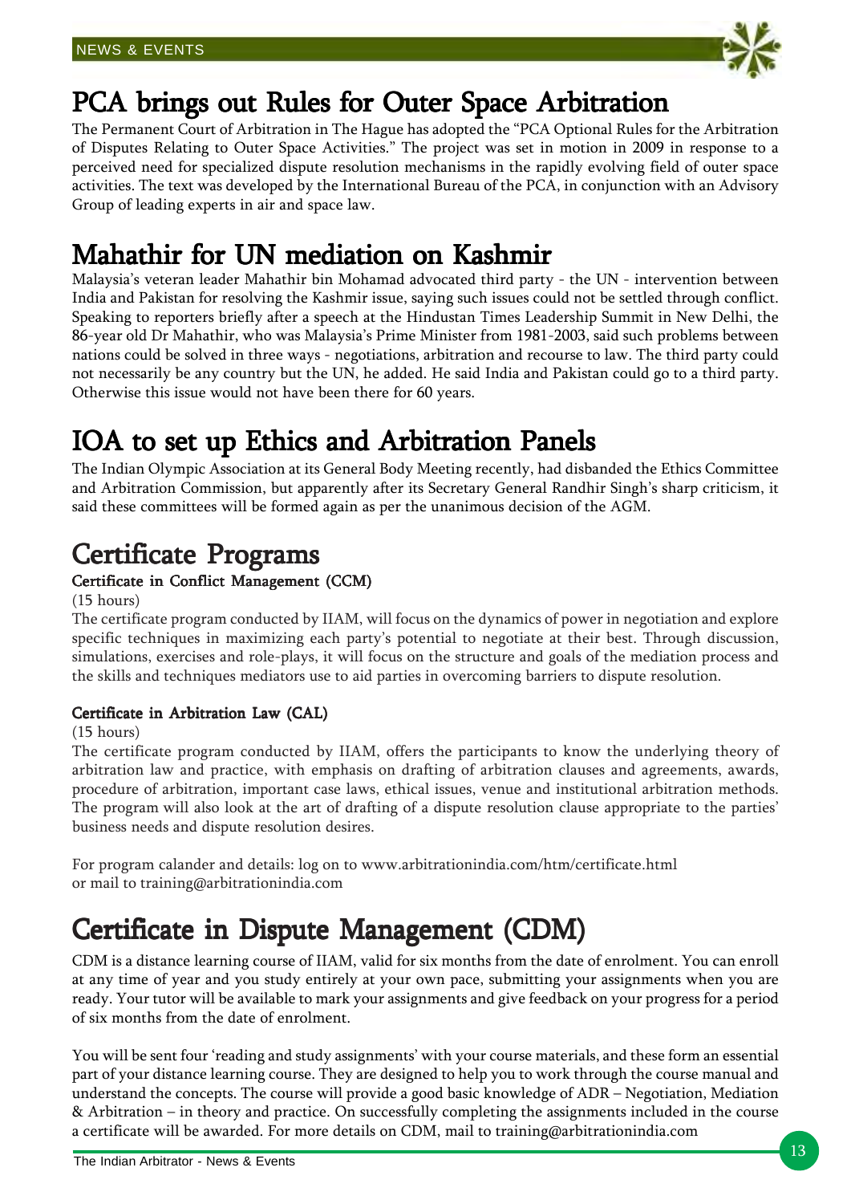# PCA brings out Rules for Outer Space Arbitration

The Permanent Court of Arbitration in The Hague has adopted the "PCA Optional Rules for the Arbitration of Disputes Relating to Outer Space Activities." The project was set in motion in 2009 in response to a perceived need for specialized dispute resolution mechanisms in the rapidly evolving field of outer space activities. The text was developed by the International Bureau of the PCA, in conjunction with an Advisory Group of leading experts in air and space law.

# Mahathir for UN mediation on Kashmir

Malaysia's veteran leader Mahathir bin Mohamad advocated third party - the UN - intervention between India and Pakistan for resolving the Kashmir issue, saying such issues could not be settled through conflict. Speaking to reporters briefly after a speech at the Hindustan Times Leadership Summit in New Delhi, the 86-year old Dr Mahathir, who was Malaysia's Prime Minister from 1981-2003, said such problems between nations could be solved in three ways - negotiations, arbitration and recourse to law. The third party could not necessarily be any country but the UN, he added. He said India and Pakistan could go to a third party. Otherwise this issue would not have been there for 60 years.

# IOA to set up Ethics and Arbitration Panels

The Indian Olympic Association at its General Body Meeting recently, had disbanded the Ethics Committee and Arbitration Commission, but apparently after its Secretary General Randhir Singh's sharp criticism, it said these committees will be formed again as per the unanimous decision of the AGM.

# Certificate Programs

### Certificate in Conflict Management (CCM)

(15 hours)

The certificate program conducted by IIAM, will focus on the dynamics of power in negotiation and explore specific techniques in maximizing each party's potential to negotiate at their best. Through discussion, simulations, exercises and role-plays, it will focus on the structure and goals of the mediation process and the skills and techniques mediators use to aid parties in overcoming barriers to dispute resolution.

### Certificate in Arbitration Law (CAL)

(15 hours)

The certificate program conducted by IIAM, offers the participants to know the underlying theory of arbitration law and practice, with emphasis on drafting of arbitration clauses and agreements, awards, procedure of arbitration, important case laws, ethical issues, venue and institutional arbitration methods. The program will also look at the art of drafting of a dispute resolution clause appropriate to the parties' business needs and dispute resolution desires.

For program calander and details: log on to www.arbitrationindia.com/htm/certificate.html
or mail to training@arbitrationindia.com

# Certificate in Dispute Management (CDM)

CDM is a distance learning course of IIAM, valid for six months from the date of enrolment. You can enroll at any time of year and you study entirely at your own pace, submitting your assignments when you are ready. Your tutor will be available to mark your assignments and give feedback on your progress for a period of six months from the date of enrolment.

You will be sent four 'reading and study assignments' with your course materials, and these form an essential part of your distance learning course. They are designed to help you to work through the course manual and understand the concepts. The course will provide a good basic knowledge of ADR – Negotiation, Mediation & Arbitration – in theory and practice. On successfully completing the assignments included in the course a certificate will be awarded. For more details on CDM, mail to training@arbitrationindia.com